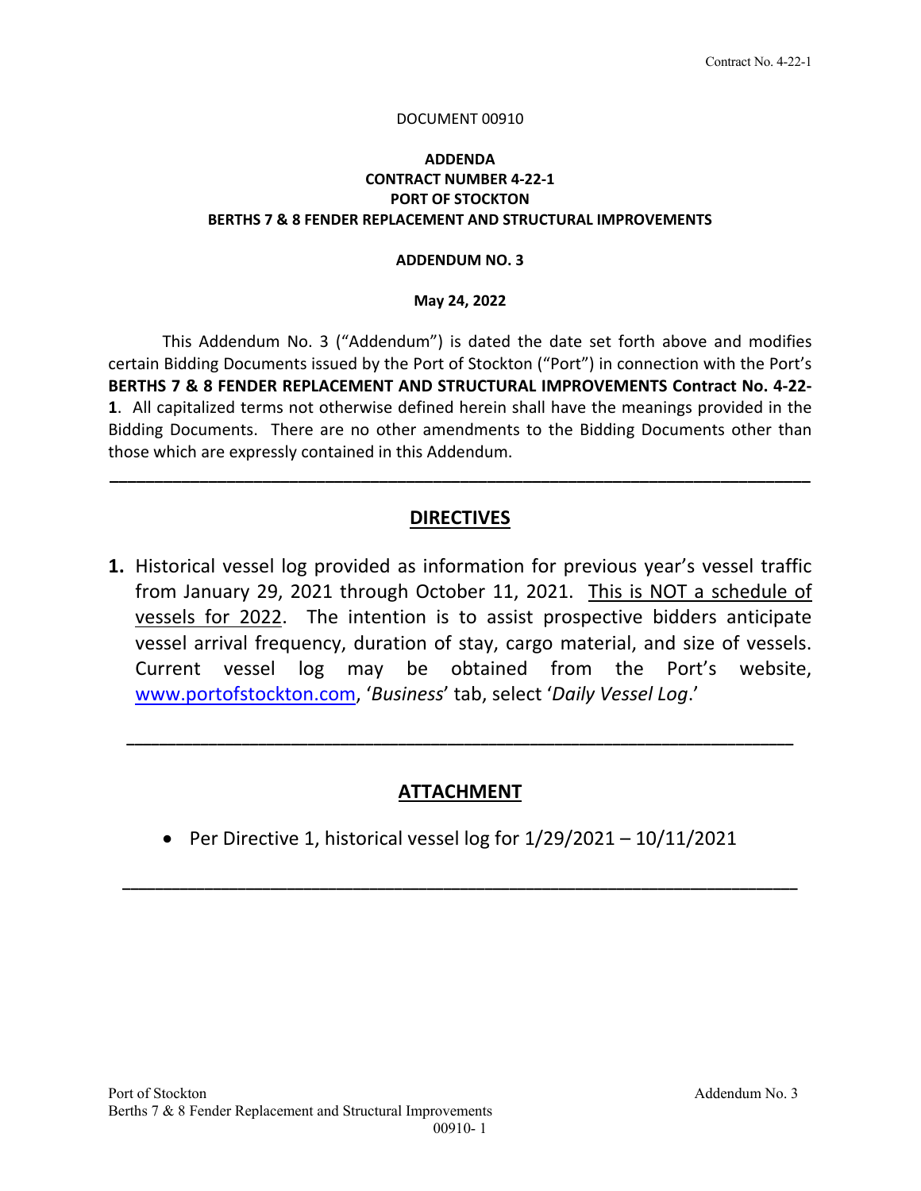DOCUMENT 00910

**ADDENDA**
**CONTRACT NUMBER 4-22-1**
**PORT OF STOCKTON**
**BERTHS 7 & 8 FENDER REPLACEMENT AND STRUCTURAL IMPROVEMENTS**

**ADDENDUM NO. 3**

**May 24, 2022**

This Addendum No. 3 ("Addendum") is dated the date set forth above and modifies certain Bidding Documents issued by the Port of Stockton ("Port") in connection with the Port's **BERTHS 7 & 8 FENDER REPLACEMENT AND STRUCTURAL IMPROVEMENTS Contract No. 4-22-1**. All capitalized terms not otherwise defined herein shall have the meanings provided in the Bidding Documents. There are no other amendments to the Bidding Documents other than those which are expressly contained in this Addendum.

---

## DIRECTIVES

**1.** Historical vessel log provided as information for previous year's vessel traffic from January 29, 2021 through October 11, 2021. This is NOT a schedule of vessels for 2022. The intention is to assist prospective bidders anticipate vessel arrival frequency, duration of stay, cargo material, and size of vessels. Current vessel log may be obtained from the Port's website, www.portofstockton.com, '*Business*' tab, select '*Daily Vessel Log*.'

---

## ATTACHMENT

- Per Directive 1, historical vessel log for 1/29/2021 – 10/11/2021

---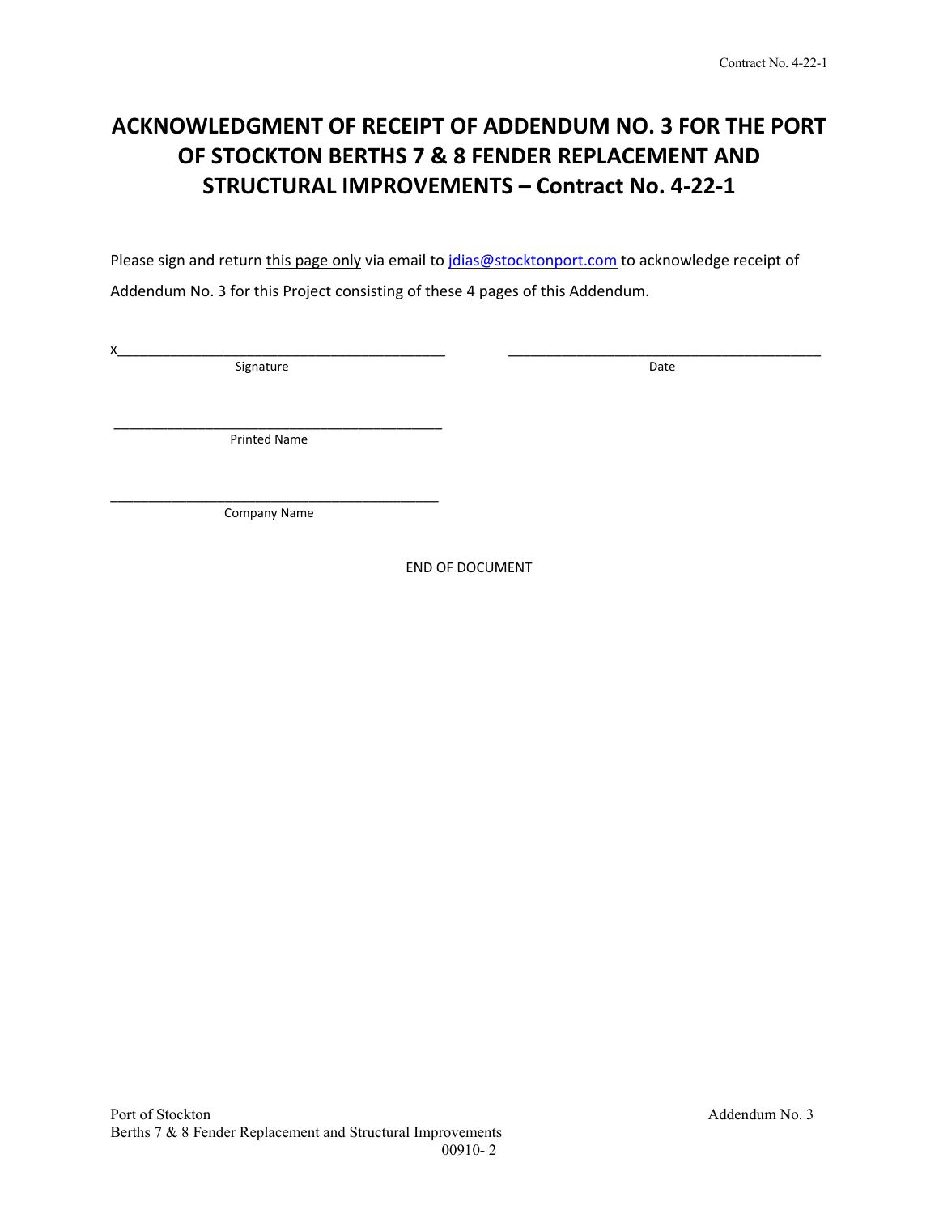# ACKNOWLEDGMENT OF RECEIPT OF ADDENDUM NO. 3 FOR THE PORT OF STOCKTON BERTHS 7 & 8 FENDER REPLACEMENT AND STRUCTURAL IMPROVEMENTS – Contract No. 4-22-1

Please sign and return this page only via email to jdias@stocktonport.com to acknowledge receipt of Addendum No. 3 for this Project consisting of these 4 pages of this Addendum.

x_____________________________________________ _____________________________________________

Signature Date

_____________________________________________

Printed Name

_____________________________________________

Company Name

END OF DOCUMENT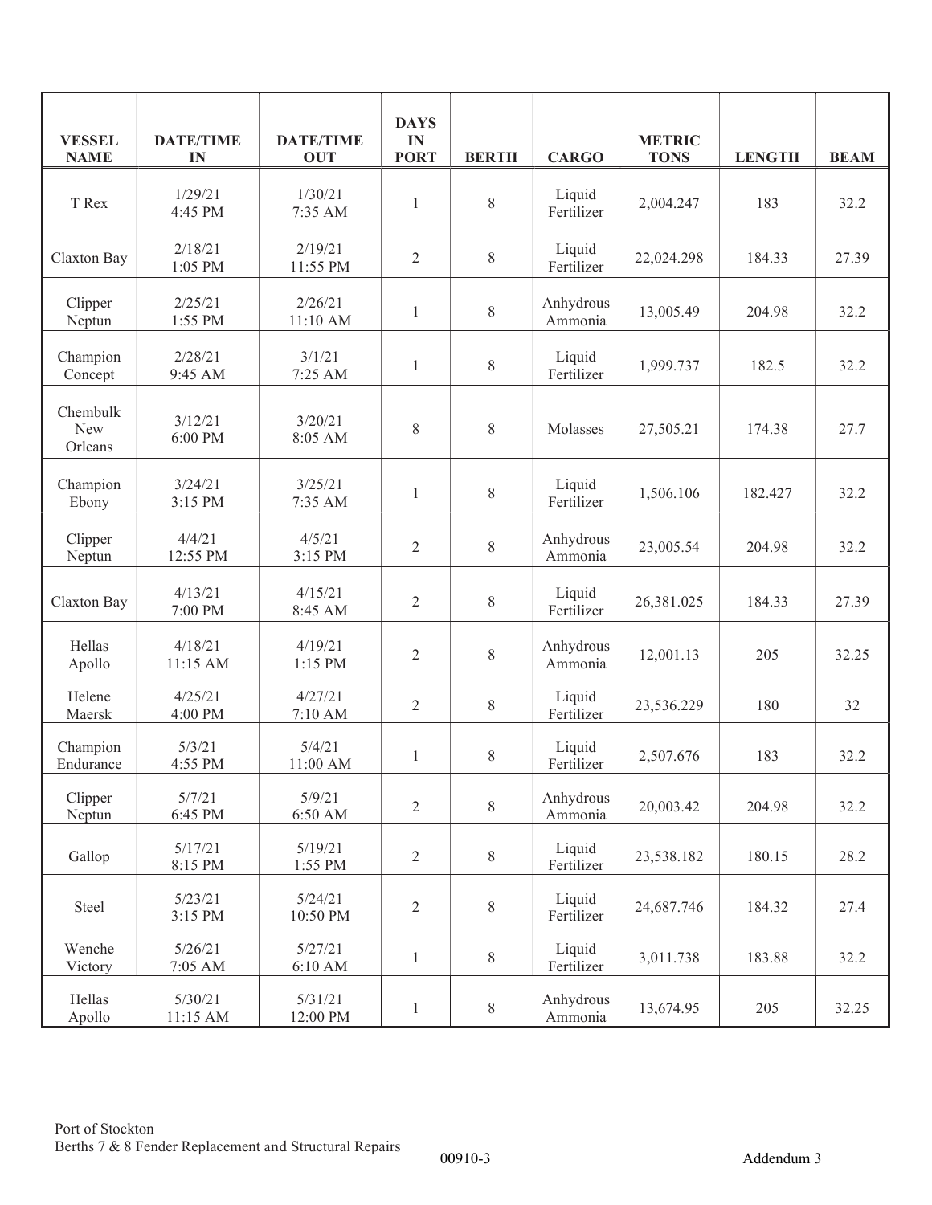| VESSEL NAME | DATE/TIME IN | DATE/TIME OUT | DAYS IN PORT | BERTH | CARGO | METRIC TONS | LENGTH | BEAM |
|---|---|---|---|---|---|---|---|---|
| T Rex | 1/29/21 4:45 PM | 1/30/21 7:35 AM | 1 | 8 | Liquid Fertilizer | 2,004.247 | 183 | 32.2 |
| Claxton Bay | 2/18/21 1:05 PM | 2/19/21 11:55 PM | 2 | 8 | Liquid Fertilizer | 22,024.298 | 184.33 | 27.39 |
| Clipper Neptun | 2/25/21 1:55 PM | 2/26/21 11:10 AM | 1 | 8 | Anhydrous Ammonia | 13,005.49 | 204.98 | 32.2 |
| Champion Concept | 2/28/21 9:45 AM | 3/1/21 7:25 AM | 1 | 8 | Liquid Fertilizer | 1,999.737 | 182.5 | 32.2 |
| Chembulk New Orleans | 3/12/21 6:00 PM | 3/20/21 8:05 AM | 8 | 8 | Molasses | 27,505.21 | 174.38 | 27.7 |
| Champion Ebony | 3/24/21 3:15 PM | 3/25/21 7:35 AM | 1 | 8 | Liquid Fertilizer | 1,506.106 | 182.427 | 32.2 |
| Clipper Neptun | 4/4/21 12:55 PM | 4/5/21 3:15 PM | 2 | 8 | Anhydrous Ammonia | 23,005.54 | 204.98 | 32.2 |
| Claxton Bay | 4/13/21 7:00 PM | 4/15/21 8:45 AM | 2 | 8 | Liquid Fertilizer | 26,381.025 | 184.33 | 27.39 |
| Hellas Apollo | 4/18/21 11:15 AM | 4/19/21 1:15 PM | 2 | 8 | Anhydrous Ammonia | 12,001.13 | 205 | 32.25 |
| Helene Maersk | 4/25/21 4:00 PM | 4/27/21 7:10 AM | 2 | 8 | Liquid Fertilizer | 23,536.229 | 180 | 32 |
| Champion Endurance | 5/3/21 4:55 PM | 5/4/21 11:00 AM | 1 | 8 | Liquid Fertilizer | 2,507.676 | 183 | 32.2 |
| Clipper Neptun | 5/7/21 6:45 PM | 5/9/21 6:50 AM | 2 | 8 | Anhydrous Ammonia | 20,003.42 | 204.98 | 32.2 |
| Gallop | 5/17/21 8:15 PM | 5/19/21 1:55 PM | 2 | 8 | Liquid Fertilizer | 23,538.182 | 180.15 | 28.2 |
| Steel | 5/23/21 3:15 PM | 5/24/21 10:50 PM | 2 | 8 | Liquid Fertilizer | 24,687.746 | 184.32 | 27.4 |
| Wenche Victory | 5/26/21 7:05 AM | 5/27/21 6:10 AM | 1 | 8 | Liquid Fertilizer | 3,011.738 | 183.88 | 32.2 |
| Hellas Apollo | 5/30/21 11:15 AM | 5/31/21 12:00 PM | 1 | 8 | Anhydrous Ammonia | 13,674.95 | 205 | 32.25 |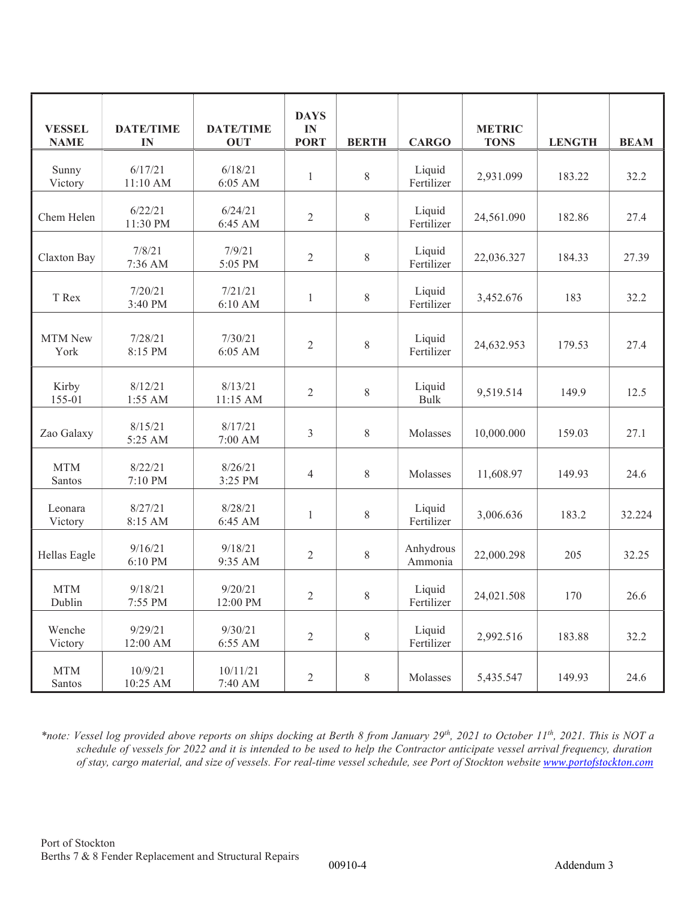| VESSEL NAME | DATE/TIME IN | DATE/TIME OUT | DAYS IN PORT | BERTH | CARGO | METRIC TONS | LENGTH | BEAM |
|---|---|---|---|---|---|---|---|---|
| Sunny Victory | 6/17/21 11:10 AM | 6/18/21 6:05 AM | 1 | 8 | Liquid Fertilizer | 2,931.099 | 183.22 | 32.2 |
| Chem Helen | 6/22/21 11:30 PM | 6/24/21 6:45 AM | 2 | 8 | Liquid Fertilizer | 24,561.090 | 182.86 | 27.4 |
| Claxton Bay | 7/8/21 7:36 AM | 7/9/21 5:05 PM | 2 | 8 | Liquid Fertilizer | 22,036.327 | 184.33 | 27.39 |
| T Rex | 7/20/21 3:40 PM | 7/21/21 6:10 AM | 1 | 8 | Liquid Fertilizer | 3,452.676 | 183 | 32.2 |
| MTM New York | 7/28/21 8:15 PM | 7/30/21 6:05 AM | 2 | 8 | Liquid Fertilizer | 24,632.953 | 179.53 | 27.4 |
| Kirby 155-01 | 8/12/21 1:55 AM | 8/13/21 11:15 AM | 2 | 8 | Liquid Bulk | 9,519.514 | 149.9 | 12.5 |
| Zao Galaxy | 8/15/21 5:25 AM | 8/17/21 7:00 AM | 3 | 8 | Molasses | 10,000.000 | 159.03 | 27.1 |
| MTM Santos | 8/22/21 7:10 PM | 8/26/21 3:25 PM | 4 | 8 | Molasses | 11,608.97 | 149.93 | 24.6 |
| Leonara Victory | 8/27/21 8:15 AM | 8/28/21 6:45 AM | 1 | 8 | Liquid Fertilizer | 3,006.636 | 183.2 | 32.224 |
| Hellas Eagle | 9/16/21 6:10 PM | 9/18/21 9:35 AM | 2 | 8 | Anhydrous Ammonia | 22,000.298 | 205 | 32.25 |
| MTM Dublin | 9/18/21 7:55 PM | 9/20/21 12:00 PM | 2 | 8 | Liquid Fertilizer | 24,021.508 | 170 | 26.6 |
| Wenche Victory | 9/29/21 12:00 AM | 9/30/21 6:55 AM | 2 | 8 | Liquid Fertilizer | 2,992.516 | 183.88 | 32.2 |
| MTM Santos | 10/9/21 10:25 AM | 10/11/21 7:40 AM | 2 | 8 | Molasses | 5,435.547 | 149.93 | 24.6 |

*\*note: Vessel log provided above reports on ships docking at Berth 8 from January 29th, 2021 to October 11th, 2021. This is NOT a schedule of vessels for 2022 and it is intended to be used to help the Contractor anticipate vessel arrival frequency, duration of stay, cargo material, and size of vessels. For real-time vessel schedule, see Port of Stockton website [www.portofstockton.com](http://www.portofstockton.com)*